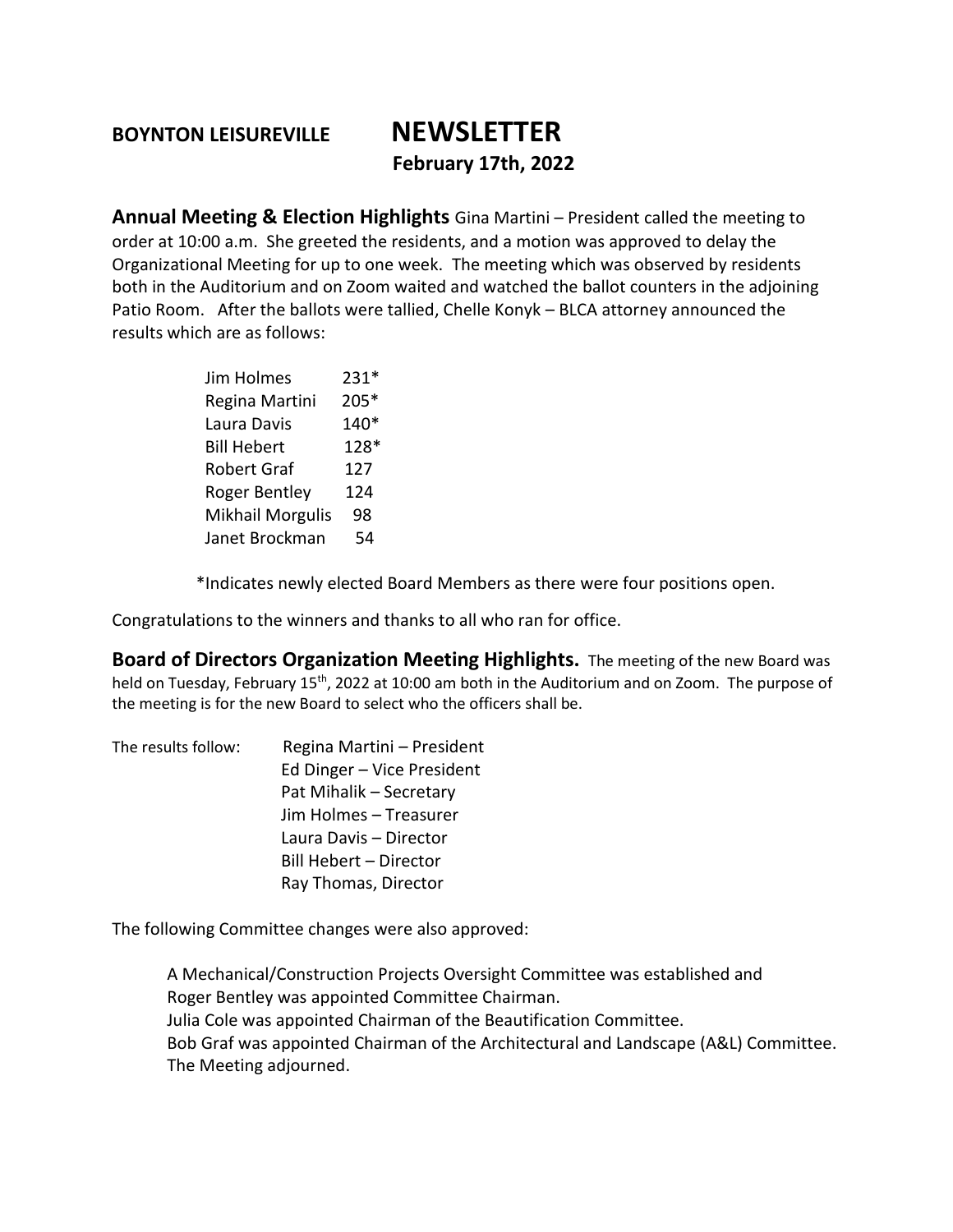# BOYNTON LEISUREVILLE NEWSLETTER

**February 17th, 2022**

**Annual Meeting & Election Highlights** Gina Martini – President called the meeting to order at 10:00 a.m. She greeted the residents, and a motion was approved to delay the Organizational Meeting for up to one week. The meeting which was observed by residents both in the Auditorium and on Zoom waited and watched the ballot counters in the adjoining Patio Room. After the ballots were tallied, Chelle Konyk – BLCA attorney announced the results which are as follows:

| | |
|---|---|
| Jim Holmes | 231* |
| Regina Martini | 205* |
| Laura Davis | 140* |
| Bill Hebert | 128* |
| Robert Graf | 127 |
| Roger Bentley | 124 |
| Mikhail Morgulis | 98 |
| Janet Brockman | 54 |

*Indicates newly elected Board Members as there were four positions open.

Congratulations to the winners and thanks to all who ran for office.

**Board of Directors Organization Meeting Highlights.** The meeting of the new Board was held on Tuesday, February 15th, 2022 at 10:00 am both in the Auditorium and on Zoom. The purpose of the meeting is for the new Board to select who the officers shall be.

The results follow:

Regina Martini – President
Ed Dinger – Vice President
Pat Mihalik – Secretary
Jim Holmes – Treasurer
Laura Davis – Director
Bill Hebert – Director
Ray Thomas, Director

The following Committee changes were also approved:

A Mechanical/Construction Projects Oversight Committee was established and Roger Bentley was appointed Committee Chairman.
Julia Cole was appointed Chairman of the Beautification Committee.
Bob Graf was appointed Chairman of the Architectural and Landscape (A&L) Committee.
The Meeting adjourned.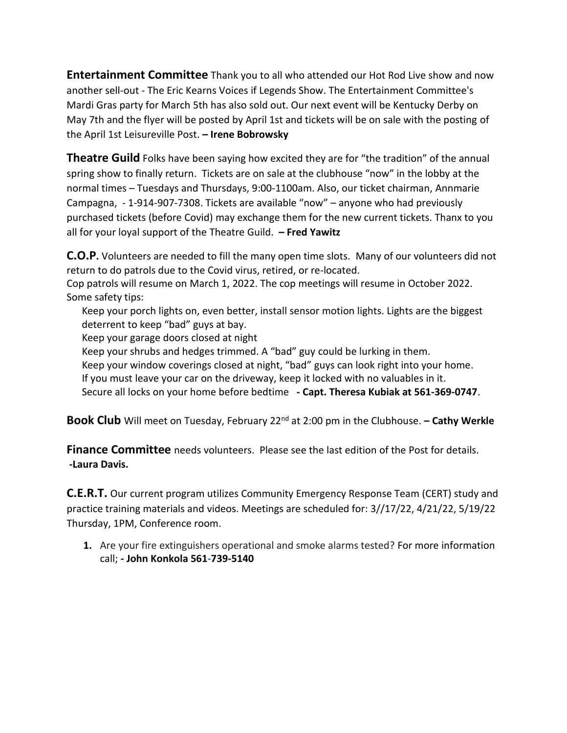**Entertainment Committee** Thank you to all who attended our Hot Rod Live show and now another sell-out - The Eric Kearns Voices if Legends Show. The Entertainment Committee's Mardi Gras party for March 5th has also sold out. Our next event will be Kentucky Derby on May 7th and the flyer will be posted by April 1st and tickets will be on sale with the posting of the April 1st Leisureville Post. **– Irene Bobrowsky**

**Theatre Guild** Folks have been saying how excited they are for "the tradition" of the annual spring show to finally return. Tickets are on sale at the clubhouse "now" in the lobby at the normal times – Tuesdays and Thursdays, 9:00-1100am. Also, our ticket chairman, Annmarie Campagna, - 1-914-907-7308. Tickets are available "now" – anyone who had previously purchased tickets (before Covid) may exchange them for the new current tickets. Thanx to you all for your loyal support of the Theatre Guild. **– Fred Yawitz**

**C.O.P.** Volunteers are needed to fill the many open time slots. Many of our volunteers did not return to do patrols due to the Covid virus, retired, or re-located.
Cop patrols will resume on March 1, 2022. The cop meetings will resume in October 2022.
Some safety tips:

Keep your porch lights on, even better, install sensor motion lights. Lights are the biggest deterrent to keep "bad" guys at bay.
Keep your garage doors closed at night
Keep your shrubs and hedges trimmed. A "bad" guy could be lurking in them.
Keep your window coverings closed at night, "bad" guys can look right into your home.
If you must leave your car on the driveway, keep it locked with no valuables in it.
Secure all locks on your home before bedtime **- Capt. Theresa Kubiak at 561-369-0747**.

**Book Club** Will meet on Tuesday, February 22nd at 2:00 pm in the Clubhouse. **– Cathy Werkle**

**Finance Committee** needs volunteers. Please see the last edition of the Post for details.
**-Laura Davis.**

**C.E.R.T.** Our current program utilizes Community Emergency Response Team (CERT) study and practice training materials and videos. Meetings are scheduled for: 3//17/22, 4/21/22, 5/19/22 Thursday, 1PM, Conference room.

1. Are your fire extinguishers operational and smoke alarms tested? For more information call; **- John Konkola 561-739-5140**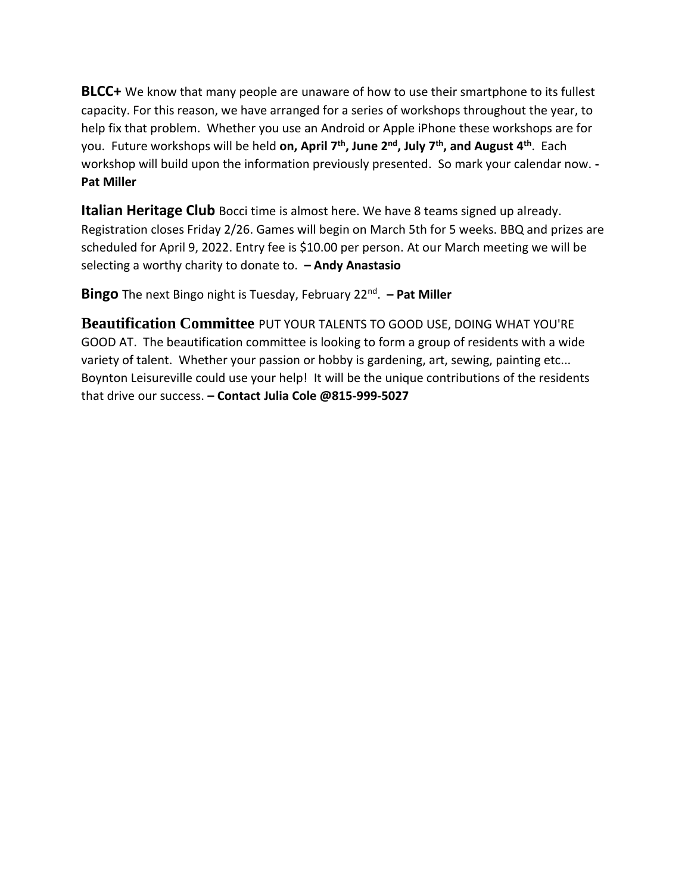**BLCC+** We know that many people are unaware of how to use their smartphone to its fullest capacity. For this reason, we have arranged for a series of workshops throughout the year, to help fix that problem. Whether you use an Android or Apple iPhone these workshops are for you. Future workshops will be held **on, April 7th, June 2nd, July 7th, and August 4th**. Each workshop will build upon the information previously presented. So mark your calendar now. **- Pat Miller**

**Italian Heritage Club** Bocci time is almost here. We have 8 teams signed up already. Registration closes Friday 2/26. Games will begin on March 5th for 5 weeks. BBQ and prizes are scheduled for April 9, 2022. Entry fee is $10.00 per person. At our March meeting we will be selecting a worthy charity to donate to. **– Andy Anastasio**

**Bingo** The next Bingo night is Tuesday, February 22nd. **– Pat Miller**

**Beautification Committee** PUT YOUR TALENTS TO GOOD USE, DOING WHAT YOU'RE GOOD AT. The beautification committee is looking to form a group of residents with a wide variety of talent. Whether your passion or hobby is gardening, art, sewing, painting etc... Boynton Leisureville could use your help! It will be the unique contributions of the residents that drive our success. **– Contact Julia Cole @815-999-5027**